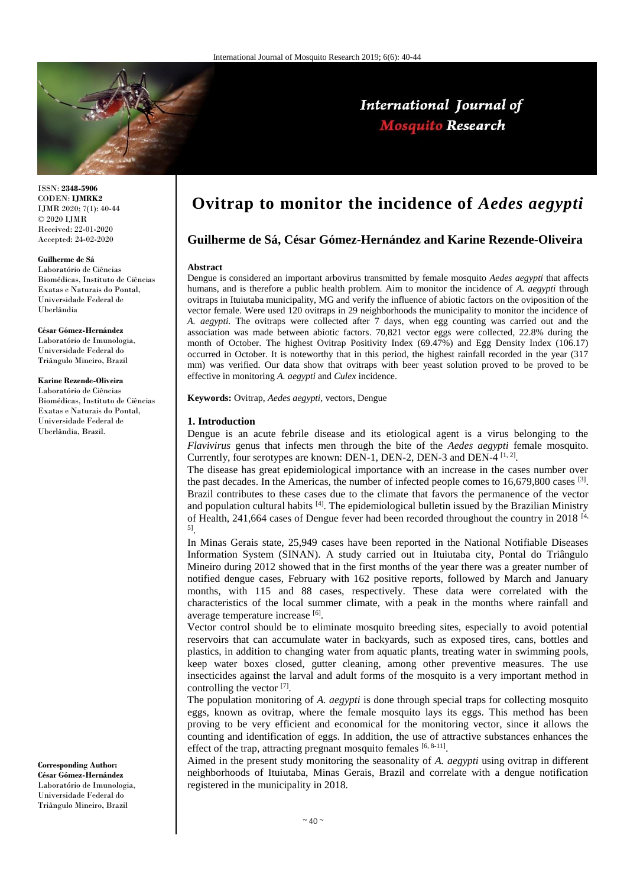ISSN: **2348-5906**
CODEN: **IJMRK2**
IJMR 2020; 7(1): 40-44
© 2020 IJMR
Received: 22-01-2020
Accepted: 24-02-2020

**Guilherme de Sá**
Laboratório de Ciências Biomédicas, Instituto de Ciências Exatas e Naturais do Pontal, Universidade Federal de Uberlândia

**César Gómez-Hernández**
Laboratório de Imunologia, Universidade Federal do Triângulo Mineiro, Brazil

**Karine Rezende-Oliveira**
Laboratório de Ciências Biomédicas, Instituto de Ciências Exatas e Naturais do Pontal, Universidade Federal de Uberlândia, Brazil.

**Corresponding Author:**
**César Gómez-Hernández**
Laboratório de Imunologia, Universidade Federal do Triângulo Mineiro, Brazil

# Ovitrap to monitor the incidence of *Aedes aegypti*

## Guilherme de Sá, César Gómez-Hernández and Karine Rezende-Oliveira

### Abstract

Dengue is considered an important arbovirus transmitted by female mosquito *Aedes aegypti* that affects humans, and is therefore a public health problem. Aim to monitor the incidence of *A. aegypti* through ovitraps in Ituiutaba municipality, MG and verify the influence of abiotic factors on the oviposition of the vector female. Were used 120 ovitraps in 29 neighborhoods the municipality to monitor the incidence of *A. aegypti*. The ovitraps were collected after 7 days, when egg counting was carried out and the association was made between abiotic factors. 70,821 vector eggs were collected, 22.8% during the month of October. The highest Ovitrap Positivity Index (69.47%) and Egg Density Index (106.17) occurred in October. It is noteworthy that in this period, the highest rainfall recorded in the year (317 mm) was verified. Our data show that ovitraps with beer yeast solution proved to be proved to be effective in monitoring *A. aegypti* and *Culex* incidence.

**Keywords:** Ovitrap, *Aedes aegypti*, vectors, Dengue

### 1. Introduction

Dengue is an acute febrile disease and its etiological agent is a virus belonging to the *Flavivirus* genus that infects men through the bite of the *Aedes aegypti* female mosquito. Currently, four serotypes are known: DEN-1, DEN-2, DEN-3 and DEN-4 [1, 2].

The disease has great epidemiological importance with an increase in the cases number over the past decades. In the Americas, the number of infected people comes to 16,679,800 cases [3]. Brazil contributes to these cases due to the climate that favors the permanence of the vector and population cultural habits [4]. The epidemiological bulletin issued by the Brazilian Ministry of Health, 241,664 cases of Dengue fever had been recorded throughout the country in 2018 [4, 5].

In Minas Gerais state, 25,949 cases have been reported in the National Notifiable Diseases Information System (SINAN). A study carried out in Ituiutaba city, Pontal do Triângulo Mineiro during 2012 showed that in the first months of the year there was a greater number of notified dengue cases, February with 162 positive reports, followed by March and January months, with 115 and 88 cases, respectively. These data were correlated with the characteristics of the local summer climate, with a peak in the months where rainfall and average temperature increase [6].

Vector control should be to eliminate mosquito breeding sites, especially to avoid potential reservoirs that can accumulate water in backyards, such as exposed tires, cans, bottles and plastics, in addition to changing water from aquatic plants, treating water in swimming pools, keep water boxes closed, gutter cleaning, among other preventive measures. The use insecticides against the larval and adult forms of the mosquito is a very important method in controlling the vector [7].

The population monitoring of *A. aegypti* is done through special traps for collecting mosquito eggs, known as ovitrap, where the female mosquito lays its eggs. This method has been proving to be very efficient and economical for the monitoring vector, since it allows the counting and identification of eggs. In addition, the use of attractive substances enhances the effect of the trap, attracting pregnant mosquito females [6, 8-11].

Aimed in the present study monitoring the seasonality of *A. aegypti* using ovitrap in different neighborhoods of Ituiutaba, Minas Gerais, Brazil and correlate with a dengue notification registered in the municipality in 2018.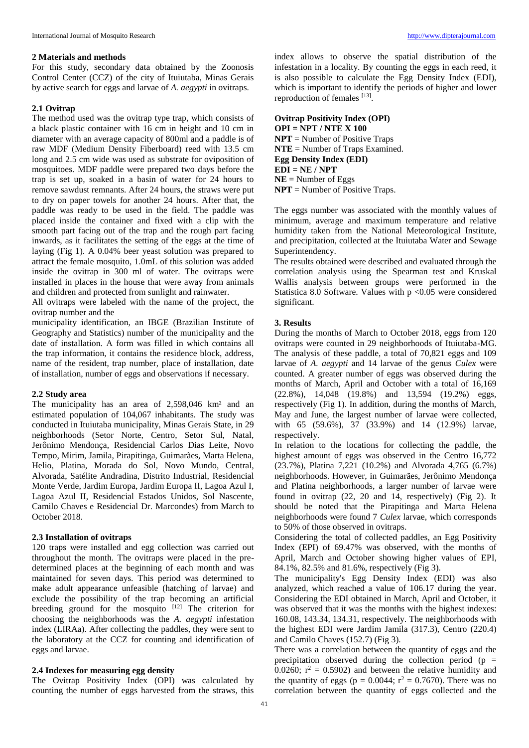## 2 Materials and methods

For this study, secondary data obtained by the Zoonosis Control Center (CCZ) of the city of Ituiutaba, Minas Gerais by active search for eggs and larvae of *A. aegypti* in ovitraps.

### 2.1 Ovitrap

The method used was the ovitrap type trap, which consists of a black plastic container with 16 cm in height and 10 cm in diameter with an average capacity of 800ml and a paddle is of raw MDF (Medium Density Fiberboard) reed with 13.5 cm long and 2.5 cm wide was used as substrate for oviposition of mosquitoes. MDF paddle were prepared two days before the trap is set up, soaked in a basin of water for 24 hours to remove sawdust remnants. After 24 hours, the straws were put to dry on paper towels for another 24 hours. After that, the paddle was ready to be used in the field. The paddle was placed inside the container and fixed with a clip with the smooth part facing out of the trap and the rough part facing inwards, as it facilitates the setting of the eggs at the time of laying (Fig 1). A 0.04% beer yeast solution was prepared to attract the female mosquito, 1.0mL of this solution was added inside the ovitrap in 300 ml of water. The ovitraps were installed in places in the house that were away from animals and children and protected from sunlight and rainwater.

All ovitraps were labeled with the name of the project, the ovitrap number and the

municipality identification, an IBGE (Brazilian Institute of Geography and Statistics) number of the municipality and the date of installation. A form was filled in which contains all the trap information, it contains the residence block, address, name of the resident, trap number, place of installation, date of installation, number of eggs and observations if necessary.

### 2.2 Study area

The municipality has an area of 2,598,046 km² and an estimated population of 104,067 inhabitants. The study was conducted in Ituiutaba municipality, Minas Gerais State, in 29 neighborhoods (Setor Norte, Centro, Setor Sul, Natal, Jerônimo Mendonça, Residencial Carlos Dias Leite, Novo Tempo, Mirim, Jamila, Pirapitinga, Guimarães, Marta Helena, Helio, Platina, Morada do Sol, Novo Mundo, Central, Alvorada, Satélite Andradina, Distrito Industrial, Residencial Monte Verde, Jardim Europa, Jardim Europa II, Lagoa Azul I, Lagoa Azul II, Residencial Estados Unidos, Sol Nascente, Camilo Chaves e Residencial Dr. Marcondes) from March to October 2018.

### 2.3 Installation of ovitraps

120 traps were installed and egg collection was carried out throughout the month. The ovitraps were placed in the pre-determined places at the beginning of each month and was maintained for seven days. This period was determined to make adult appearance unfeasible (hatching of larvae) and exclude the possibility of the trap becoming an artificial breeding ground for the mosquito [12] The criterion for choosing the neighborhoods was the *A. aegypti* infestation index (LIRAa). After collecting the paddles, they were sent to the laboratory at the CCZ for counting and identification of eggs and larvae.

### 2.4 Indexes for measuring egg density

The Ovitrap Positivity Index (OPI) was calculated by counting the number of eggs harvested from the straws, this index allows to observe the spatial distribution of the infestation in a locality. By counting the eggs in each reed, it is also possible to calculate the Egg Density Index (EDI), which is important to identify the periods of higher and lower reproduction of females [13].

**Ovitrap Positivity Index (OPI)**
**OPI = NPT / NTE X 100**
**NPT** = Number of Positive Traps
**NTE** = Number of Traps Examined.
**Egg Density Index (EDI)**
**EDI = NE / NPT**
**NE** = Number of Eggs
**NPT** = Number of Positive Traps.

The eggs number was associated with the monthly values of minimum, average and maximum temperature and relative humidity taken from the National Meteorological Institute, and precipitation, collected at the Ituiutaba Water and Sewage Superintendency.

The results obtained were described and evaluated through the correlation analysis using the Spearman test and Kruskal Wallis analysis between groups were performed in the Statistica 8.0 Software. Values with $p < 0.05$ were considered significant.

## 3. Results

During the months of March to October 2018, eggs from 120 ovitraps were counted in 29 neighborhoods of Ituiutaba-MG. The analysis of these paddle, a total of 70,821 eggs and 109 larvae of *A. aegypti* and 14 larvae of the genus *Culex* were counted. A greater number of eggs was observed during the months of March, April and October with a total of 16,169 (22.8%), 14,048 (19.8%) and 13,594 (19.2%) eggs, respectively (Fig 1). In addition, during the months of March, May and June, the largest number of larvae were collected, with 65 (59.6%), 37 (33.9%) and 14 (12.9%) larvae, respectively.

In relation to the locations for collecting the paddle, the highest amount of eggs was observed in the Centro 16,772 (23.7%), Platina 7,221 (10.2%) and Alvorada 4,765 (6.7%) neighborhoods. However, in Guimarães, Jerônimo Mendonça and Platina neighborhoods, a larger number of larvae were found in ovitrap (22, 20 and 14, respectively) (Fig 2). It should be noted that the Pirapitinga and Marta Helena neighborhoods were found 7 *Culex* larvae, which corresponds to 50% of those observed in ovitraps.

Considering the total of collected paddles, an Egg Positivity Index (EPI) of 69.47% was observed, with the months of April, March and October showing higher values of EPI, 84.1%, 82.5% and 81.6%, respectively (Fig 3).

The municipality's Egg Density Index (EDI) was also analyzed, which reached a value of 106.17 during the year. Considering the EDI obtained in March, April and October, it was observed that it was the months with the highest indexes: 160.08, 143.34, 134.31, respectively. The neighborhoods with the highest EDI were Jardim Jamila (317.3), Centro (220.4) and Camilo Chaves (152.7) (Fig 3).

There was a correlation between the quantity of eggs and the precipitation observed during the collection period ($p = 0.0260$; $r^2 = 0.5902$) and between the relative humidity and the quantity of eggs ($p = 0.0044$; $r^2 = 0.7670$). There was no correlation between the quantity of eggs collected and the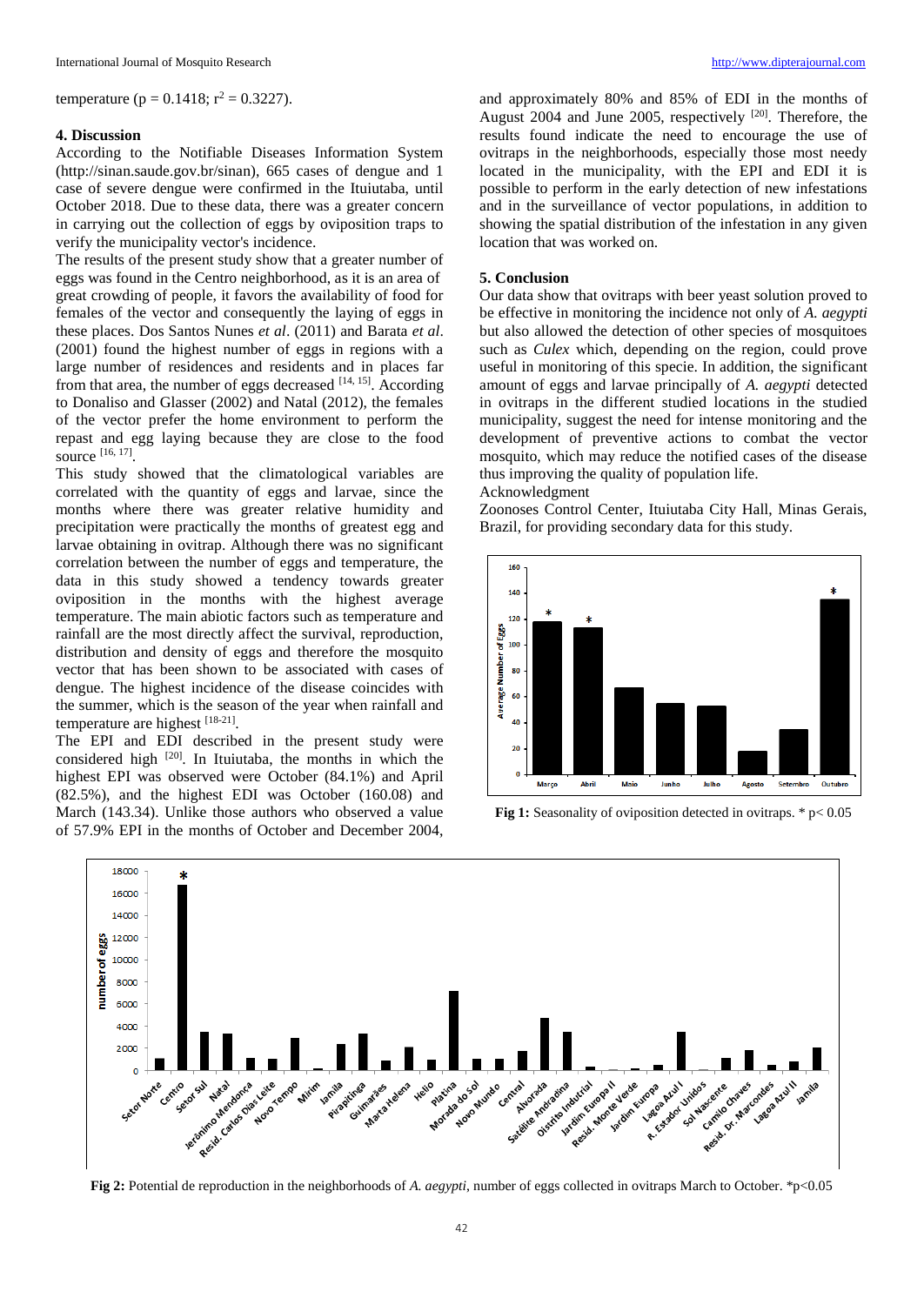temperature ($p = 0.1418$; $r^2 = 0.3227$).

## 4. Discussion

According to the Notifiable Diseases Information System (http://sinan.saude.gov.br/sinan), 665 cases of dengue and 1 case of severe dengue were confirmed in the Ituiutaba, until October 2018. Due to these data, there was a greater concern in carrying out the collection of eggs by oviposition traps to verify the municipality vector's incidence.

The results of the present study show that a greater number of eggs was found in the Centro neighborhood, as it is an area of great crowding of people, it favors the availability of food for females of the vector and consequently the laying of eggs in these places. Dos Santos Nunes *et al*. (2011) and Barata *et al*. (2001) found the highest number of eggs in regions with a large number of residences and residents and in places far from that area, the number of eggs decreased [14, 15]. According to Donaliso and Glasser (2002) and Natal (2012), the females of the vector prefer the home environment to perform the repast and egg laying because they are close to the food source [16, 17].

This study showed that the climatological variables are correlated with the quantity of eggs and larvae, since the months where there was greater relative humidity and precipitation were practically the months of greatest egg and larvae obtaining in ovitrap. Although there was no significant correlation between the number of eggs and temperature, the data in this study showed a tendency towards greater oviposition in the months with the highest average temperature. The main abiotic factors such as temperature and rainfall are the most directly affect the survival, reproduction, distribution and density of eggs and therefore the mosquito vector that has been shown to be associated with cases of dengue. The highest incidence of the disease coincides with the summer, which is the season of the year when rainfall and temperature are highest [18-21].

The EPI and EDI described in the present study were considered high [20]. In Ituiutaba, the months in which the highest EPI was observed were October (84.1%) and April (82.5%), and the highest EDI was October (160.08) and March (143.34). Unlike those authors who observed a value of 57.9% EPI in the months of October and December 2004, and approximately 80% and 85% of EDI in the months of August 2004 and June 2005, respectively [20]. Therefore, the results found indicate the need to encourage the use of ovitraps in the neighborhoods, especially those most needy located in the municipality, with the EPI and EDI it is possible to perform in the early detection of new infestations and in the surveillance of vector populations, in addition to showing the spatial distribution of the infestation in any given location that was worked on.

## 5. Conclusion

Our data show that ovitraps with beer yeast solution proved to be effective in monitoring the incidence not only of *A. aegypti* but also allowed the detection of other species of mosquitoes such as *Culex* which, depending on the region, could prove useful in monitoring of this specie. In addition, the significant amount of eggs and larvae principally of *A. aegypti* detected in ovitraps in the different studied locations in the studied municipality, suggest the need for intense monitoring and the development of preventive actions to combat the vector mosquito, which may reduce the notified cases of the disease thus improving the quality of population life.

Acknowledgment

Zoonoses Control Center, Ituiutaba City Hall, Minas Gerais, Brazil, for providing secondary data for this study.

**Fig 1:** Seasonality of oviposition detected in ovitraps. * p< 0.05

**Fig 2:** Potential de reproduction in the neighborhoods of *A. aegypti*, number of eggs collected in ovitraps March to October. *p<0.05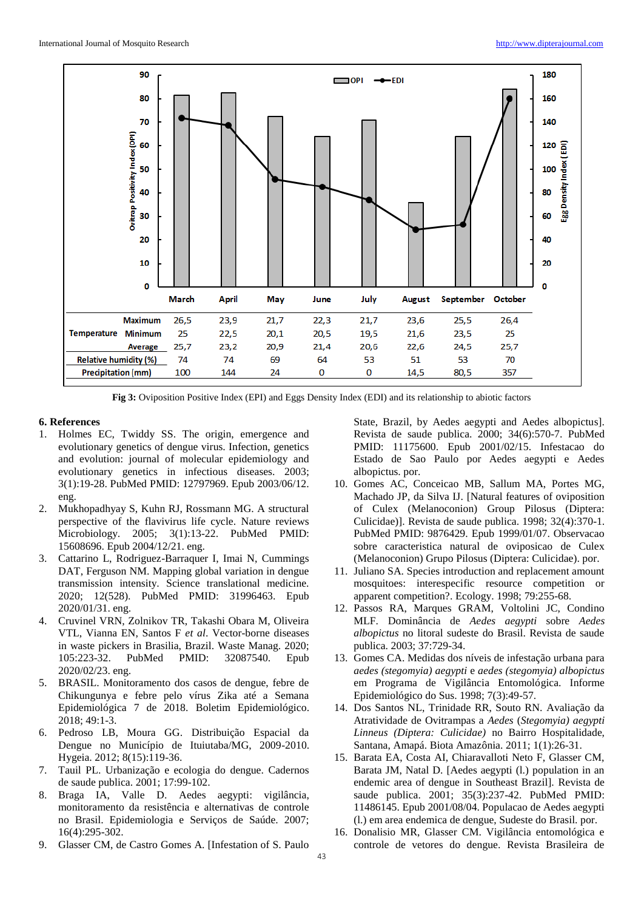| | | March | April | May | June | July | August | September | October |
|---|---|---|---|---|---|---|---|---|---|
| Temperature | Maximum | 26,5 | 23,9 | 21,7 | 22,3 | 21,7 | 23,6 | 25,5 | 26,4 |
| | Minimum | 25 | 22,5 | 20,1 | 20,5 | 19,5 | 21,6 | 23,5 | 25 |
| | Average | 25,7 | 23,2 | 20,9 | 21,4 | 20,6 | 22,6 | 24,5 | 25,7 |
| Relative humidity (%) | | 74 | 74 | 69 | 64 | 53 | 51 | 53 | 70 |
| Precipitation (mm) | | 100 | 144 | 24 | 0 | 0 | 14,5 | 80,5 | 357 |

**Fig 3:** Oviposition Positive Index (EPI) and Eggs Density Index (EDI) and its relationship to abiotic factors

## 6. References

1. Holmes EC, Twiddy SS. The origin, emergence and evolutionary genetics of dengue virus. Infection, genetics and evolution: journal of molecular epidemiology and evolutionary genetics in infectious diseases. 2003; 3(1):19-28. PubMed PMID: 12797969. Epub 2003/06/12. eng.
2. Mukhopadhyay S, Kuhn RJ, Rossmann MG. A structural perspective of the flavivirus life cycle. Nature reviews Microbiology. 2005; 3(1):13-22. PubMed PMID: 15608696. Epub 2004/12/21. eng.
3. Cattarino L, Rodriguez-Barraquer I, Imai N, Cummings DAT, Ferguson NM. Mapping global variation in dengue transmission intensity. Science translational medicine. 2020; 12(528). PubMed PMID: 31996463. Epub 2020/01/31. eng.
4. Cruvinel VRN, Zolnikov TR, Takashi Obara M, Oliveira VTL, Vianna EN, Santos F *et al.* Vector-borne diseases in waste pickers in Brasilia, Brazil. Waste Manag. 2020; 105:223-32. PubMed PMID: 32087540. Epub 2020/02/23. eng.
5. BRASIL. Monitoramento dos casos de dengue, febre de Chikungunya e febre pelo vírus Zika até a Semana Epidemiológica 7 de 2018. Boletim Epidemiológico. 2018; 49:1-3.
6. Pedroso LB, Moura GG. Distribuição Espacial da Dengue no Município de Ituiutaba/MG, 2009-2010. Hygeia. 2012; 8(15):119-36.
7. Tauil PL. Urbanização e ecologia do dengue. Cadernos de saude publica. 2001; 17:99-102.
8. Braga IA, Valle D. Aedes aegypti: vigilância, monitoramento da resistência e alternativas de controle no Brasil. Epidemiologia e Serviços de Saúde. 2007; 16(4):295-302.
9. Glasser CM, de Castro Gomes A. [Infestation of S. Paulo State, Brazil, by Aedes aegypti and Aedes albopictus]. Revista de saude publica. 2000; 34(6):570-7. PubMed PMID: 11175600. Epub 2001/02/15. Infestacao do Estado de Sao Paulo por Aedes aegypti e Aedes albopictus. por.
10. Gomes AC, Conceicao MB, Sallum MA, Portes MG, Machado JP, da Silva IJ. [Natural features of oviposition of Culex (Melanoconion) Group Pilosus (Diptera: Culicidae)]. Revista de saude publica. 1998; 32(4):370-1. PubMed PMID: 9876429. Epub 1999/01/07. Observacao sobre caracteristica natural de oviposicao de Culex (Melanoconion) Grupo Pilosus (Diptera: Culicidae). por.
11. Juliano SA. Species introduction and replacement amount mosquitoes: interespecific resource competition or apparent competition?. Ecology. 1998; 79:255-68.
12. Passos RA, Marques GRAM, Voltolini JC, Condino MLF. Dominância de *Aedes aegypti* sobre *Aedes albopictus* no litoral sudeste do Brasil. Revista de saude publica. 2003; 37:729-34.
13. Gomes CA. Medidas dos níveis de infestação urbana para *aedes (stegomyia) aegypti* e *aedes (stegomyia) albopictus* em Programa de Vigilância Entomológica. Informe Epidemiológico do Sus. 1998; 7(3):49-57.
14. Dos Santos NL, Trinidade RR, Souto RN. Avaliação da Atratividade de Ovitrampas a *Aedes* (*Stegomyia) aegypti Linneus (Diptera: Culicidae)* no Bairro Hospitalidade, Santana, Amapá. Biota Amazônia. 2011; 1(1):26-31.
15. Barata EA, Costa AI, Chiaravalloti Neto F, Glasser CM, Barata JM, Natal D. [Aedes aegypti (l.) population in an endemic area of dengue in Southeast Brazil]. Revista de saude publica. 2001; 35(3):237-42. PubMed PMID: 11486145. Epub 2001/08/04. Populacao de Aedes aegypti (l.) em area endemica de dengue, Sudeste do Brasil. por.
16. Donalisio MR, Glasser CM. Vigilância entomológica e controle de vetores do dengue. Revista Brasileira de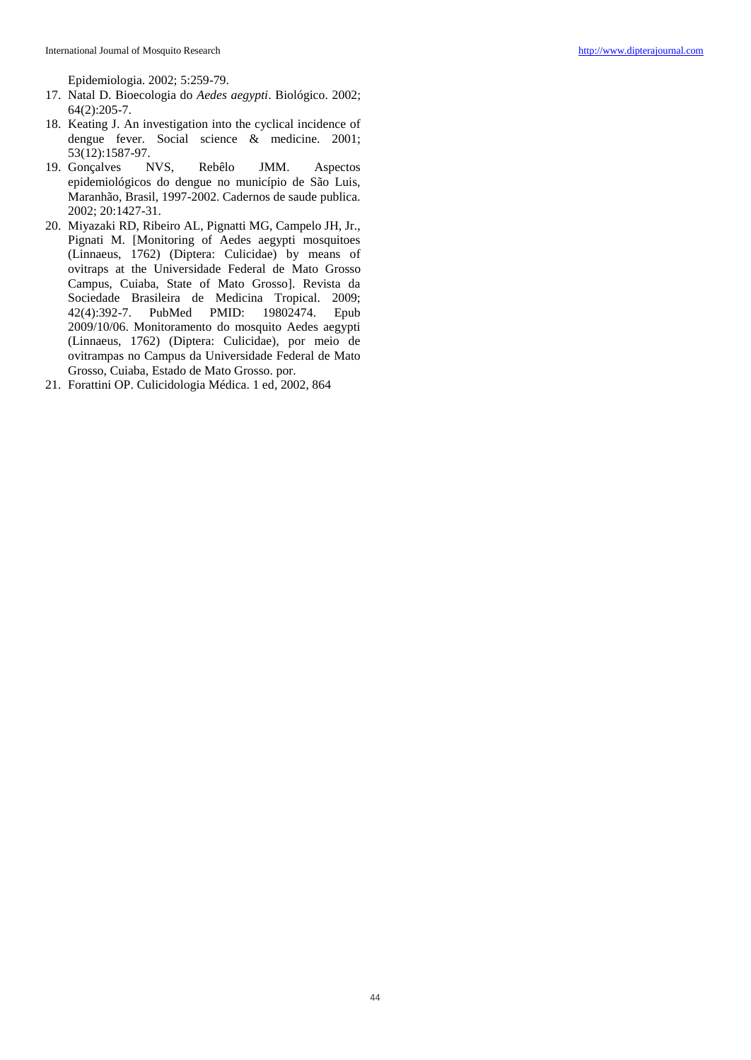Epidemiologia. 2002; 5:259-79.

17. Natal D. Bioecologia do *Aedes aegypti*. Biológico. 2002; 64(2):205-7.
18. Keating J. An investigation into the cyclical incidence of dengue fever. Social science & medicine. 2001; 53(12):1587-97.
19. Gonçalves NVS, Rebêlo JMM. Aspectos epidemiológicos do dengue no município de São Luis, Maranhão, Brasil, 1997-2002. Cadernos de saude publica. 2002; 20:1427-31.
20. Miyazaki RD, Ribeiro AL, Pignatti MG, Campelo JH, Jr., Pignati M. [Monitoring of Aedes aegypti mosquitoes (Linnaeus, 1762) (Diptera: Culicidae) by means of ovitraps at the Universidade Federal de Mato Grosso Campus, Cuiaba, State of Mato Grosso]. Revista da Sociedade Brasileira de Medicina Tropical. 2009; 42(4):392-7. PubMed PMID: 19802474. Epub 2009/10/06. Monitoramento do mosquito Aedes aegypti (Linnaeus, 1762) (Diptera: Culicidae), por meio de ovitrampas no Campus da Universidade Federal de Mato Grosso, Cuiaba, Estado de Mato Grosso. por.
21. Forattini OP. Culicidologia Médica. 1 ed, 2002, 864